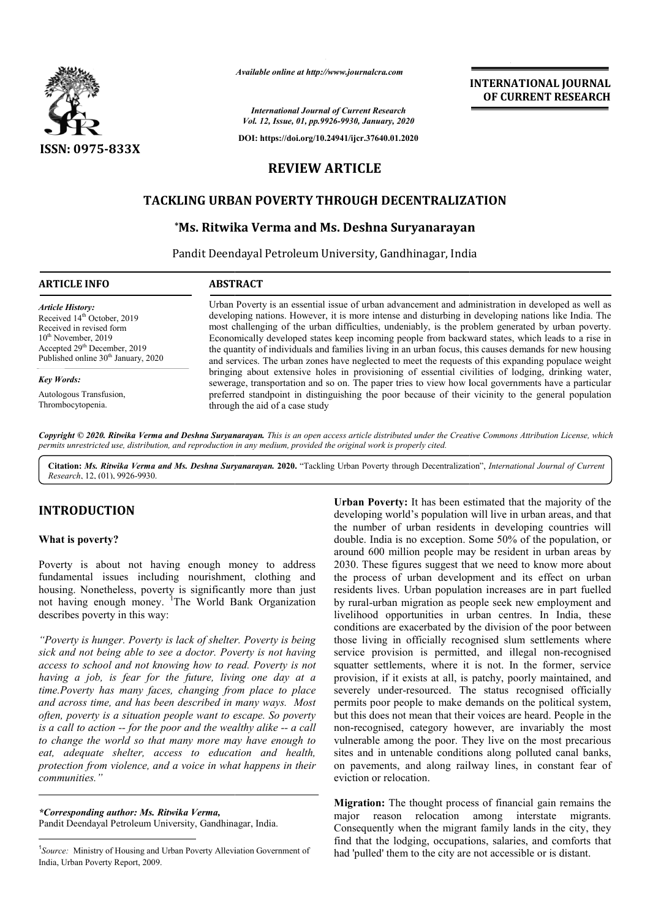*Available online at http://www.journalcra.com*

*International Journal of Current Research*
*Vol. 12, Issue, 01, pp.9926-9930, January, 2020*

**DOI: https://doi.org/10.24941/ijcr.37640.01.2020**

**INTERNATIONAL JOURNAL OF CURRENT RESEARCH**

**ISSN: 0975-833X**

# REVIEW ARTICLE

# TACKLING URBAN POVERTY THROUGH DECENTRALIZATION

### *Ms. Ritwika Verma and Ms. Deshna Suryanarayan

Pandit Deendayal Petroleum University, Gandhinagar, India

**ARTICLE INFO**

*Article History:*
Received 14th October, 2019
Received in revised form 10th November, 2019
Accepted 29th December, 2019
Published online 30th January, 2020

*Key Words:*
Autologous Transfusion, Thrombocytopenia.

**ABSTRACT**

Urban Poverty is an essential issue of urban advancement and administration in developed as well as developing nations. However, it is more intense and disturbing in developing nations like India. The most challenging of the urban difficulties, undeniably, is the problem generated by urban poverty. Economically developed states keep incoming people from backward states, which leads to a rise in the quantity of individuals and families living in an urban focus, this causes demands for new housing and services. The urban zones have neglected to meet the requests of this expanding populace weight bringing about extensive holes in provisioning of essential civilities of lodging, drinking water, sewerage, transportation and so on. The paper tries to view how local governments have a particular preferred standpoint in distinguishing the poor because of their vicinity to the general population through the aid of a case study

*Copyright © 2020. Ritwika Verma and Deshna Suryanarayan. This is an open access article distributed under the Creative Commons Attribution License, which permits unrestricted use, distribution, and reproduction in any medium, provided the original work is properly cited.*

**Citation:** *Ms. Ritwika Verma and Ms. Deshna Suryanarayan.* **2020.** "Tackling Urban Poverty through Decentralization", *International Journal of Current Research*, 12, (01), 9926-9930.

## INTRODUCTION

### What is poverty?

Poverty is about not having enough money to address fundamental issues including nourishment, clothing and housing. Nonetheless, poverty is significantly more than just not having enough money. [1]The World Bank Organization describes poverty in this way:

*"Poverty is hunger. Poverty is lack of shelter. Poverty is being sick and not being able to see a doctor. Poverty is not having access to school and not knowing how to read. Poverty is not having a job, is fear for the future, living one day at a time.Poverty has many faces, changing from place to place and across time, and has been described in many ways. Most often, poverty is a situation people want to escape. So poverty is a call to action -- for the poor and the wealthy alike -- a call to change the world so that many more may have enough to eat, adequate shelter, access to education and health, protection from violence, and a voice in what happens in their communities."*

**Urban Poverty:** It has been estimated that the majority of the developing world's population will live in urban areas, and that the number of urban residents in developing countries will double. India is no exception. Some 50% of the population, or around 600 million people may be resident in urban areas by 2030. These figures suggest that we need to know more about the process of urban development and its effect on urban residents lives. Urban population increases are in part fuelled by rural-urban migration as people seek new employment and livelihood opportunities in urban centres. In India, these conditions are exacerbated by the division of the poor between those living in officially recognised slum settlements where service provision is permitted, and illegal non-recognised squatter settlements, where it is not. In the former, service provision, if it exists at all, is patchy, poorly maintained, and severely under-resourced. The status recognised officially permits poor people to make demands on the political system, but this does not mean that their voices are heard. People in the non-recognised, category however, are invariably the most vulnerable among the poor. They live on the most precarious sites and in untenable conditions along polluted canal banks, on pavements, and along railway lines, in constant fear of eviction or relocation.

**Migration:** The thought process of financial gain remains the major reason relocation among interstate migrants. Consequently when the migrant family lands in the city, they find that the lodging, occupations, salaries, and comforts that had 'pulled' them to the city are not accessible or is distant.

**\*Corresponding author: Ms. Ritwika Verma,**
Pandit Deendayal Petroleum University, Gandhinagar, India.

[1]*Source:* Ministry of Housing and Urban Poverty Alleviation Government of India, Urban Poverty Report, 2009.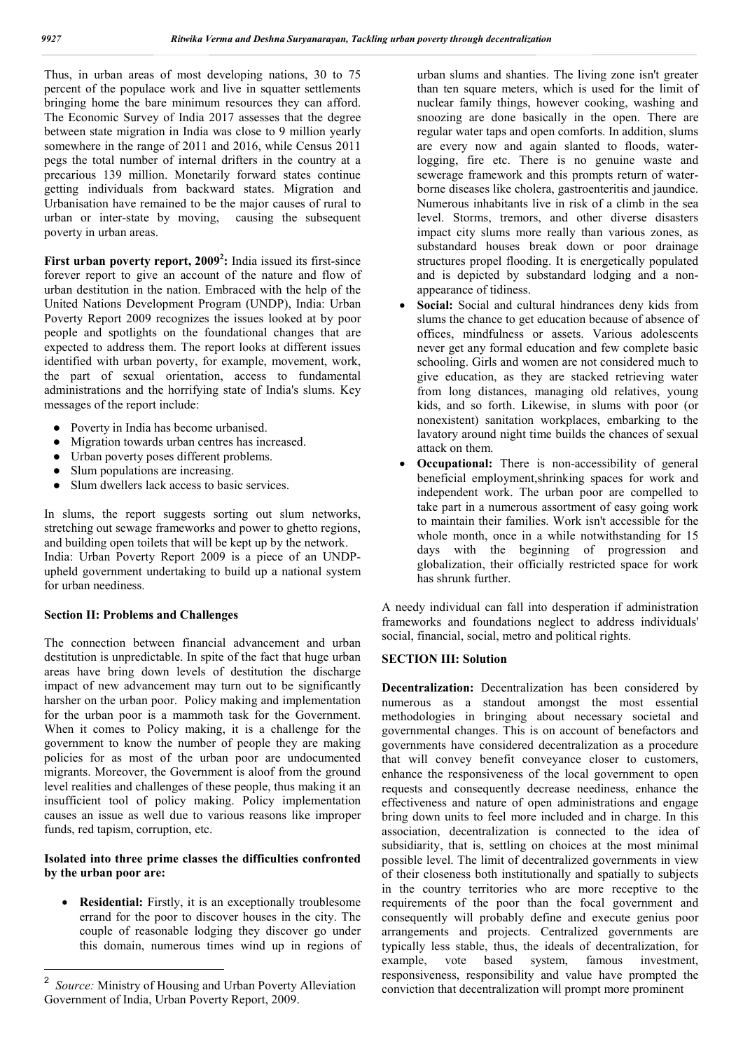Thus, in urban areas of most developing nations, 30 to 75 percent of the populace work and live in squatter settlements bringing home the bare minimum resources they can afford. The Economic Survey of India 2017 assesses that the degree between state migration in India was close to 9 million yearly somewhere in the range of 2011 and 2016, while Census 2011 pegs the total number of internal drifters in the country at a precarious 139 million. Monetarily forward states continue getting individuals from backward states. Migration and Urbanisation have remained to be the major causes of rural to urban or inter-state by moving, causing the subsequent poverty in urban areas.

**First urban poverty report, 2009[2]:** India issued its first-since forever report to give an account of the nature and flow of urban destitution in the nation. Embraced with the help of the United Nations Development Program (UNDP), India: Urban Poverty Report 2009 recognizes the issues looked at by poor people and spotlights on the foundational changes that are expected to address them. The report looks at different issues identified with urban poverty, for example, movement, work, the part of sexual orientation, access to fundamental administrations and the horrifying state of India's slums. Key messages of the report include:

- Poverty in India has become urbanised.
- Migration towards urban centres has increased.
- Urban poverty poses different problems.
- Slum populations are increasing.
- Slum dwellers lack access to basic services.

In slums, the report suggests sorting out slum networks, stretching out sewage frameworks and power to ghetto regions, and building open toilets that will be kept up by the network. India: Urban Poverty Report 2009 is a piece of an UNDP-upheld government undertaking to build up a national system for urban neediness.

### Section II: Problems and Challenges

The connection between financial advancement and urban destitution is unpredictable. In spite of the fact that huge urban areas have bring down levels of destitution the discharge impact of new advancement may turn out to be significantly harsher on the urban poor. Policy making and implementation for the urban poor is a mammoth task for the Government. When it comes to Policy making, it is a challenge for the government to know the number of people they are making policies for as most of the urban poor are undocumented migrants. Moreover, the Government is aloof from the ground level realities and challenges of these people, thus making it an insufficient tool of policy making. Policy implementation causes an issue as well due to various reasons like improper funds, red tapism, corruption, etc.

**Isolated into three prime classes the difficulties confronted by the urban poor are:**

- **Residential:** Firstly, it is an exceptionally troublesome errand for the poor to discover houses in the city. The couple of reasonable lodging they discover go under this domain, numerous times wind up in regions of urban slums and shanties. The living zone isn't greater than ten square meters, which is used for the limit of nuclear family things, however cooking, washing and snoozing are done basically in the open. There are regular water taps and open comforts. In addition, slums are every now and again slanted to floods, water-logging, fire etc. There is no genuine waste and sewerage framework and this prompts return of water-borne diseases like cholera, gastroenteritis and jaundice. Numerous inhabitants live in risk of a climb in the sea level. Storms, tremors, and other diverse disasters impact city slums more really than various zones, as substandard houses break down or poor drainage structures propel flooding. It is energetically populated and is depicted by substandard lodging and a non-appearance of tidiness.
- **Social:** Social and cultural hindrances deny kids from slums the chance to get education because of absence of offices, mindfulness or assets. Various adolescents never get any formal education and few complete basic schooling. Girls and women are not considered much to give education, as they are stacked retrieving water from long distances, managing old relatives, young kids, and so forth. Likewise, in slums with poor (or nonexistent) sanitation workplaces, embarking to the lavatory around night time builds the chances of sexual attack on them.
- **Occupational:** There is non-accessibility of general beneficial employment,shrinking spaces for work and independent work. The urban poor are compelled to take part in a numerous assortment of easy going work to maintain their families. Work isn't accessible for the whole month, once in a while notwithstanding for 15 days with the beginning of progression and globalization, their officially restricted space for work has shrunk further.

A needy individual can fall into desperation if administration frameworks and foundations neglect to address individuals' social, financial, social, metro and political rights.

### SECTION III: Solution

**Decentralization:** Decentralization has been considered by numerous as a standout amongst the most essential methodologies in bringing about necessary societal and governmental changes. This is on account of benefactors and governments have considered decentralization as a procedure that will convey benefit conveyance closer to customers, enhance the responsiveness of the local government to open requests and consequently decrease neediness, enhance the effectiveness and nature of open administrations and engage bring down units to feel more included and in charge. In this association, decentralization is connected to the idea of subsidiarity, that is, settling on choices at the most minimal possible level. The limit of decentralized governments in view of their closeness both institutionally and spatially to subjects in the country territories who are more receptive to the requirements of the poor than the focal government and consequently will probably define and execute genius poor arrangements and projects. Centralized governments are typically less stable, thus, the ideals of decentralization, for example, vote based system, famous investment, responsiveness, responsibility and value have prompted the conviction that decentralization will prompt more prominent

[2] *Source:* Ministry of Housing and Urban Poverty Alleviation Government of India, Urban Poverty Report, 2009.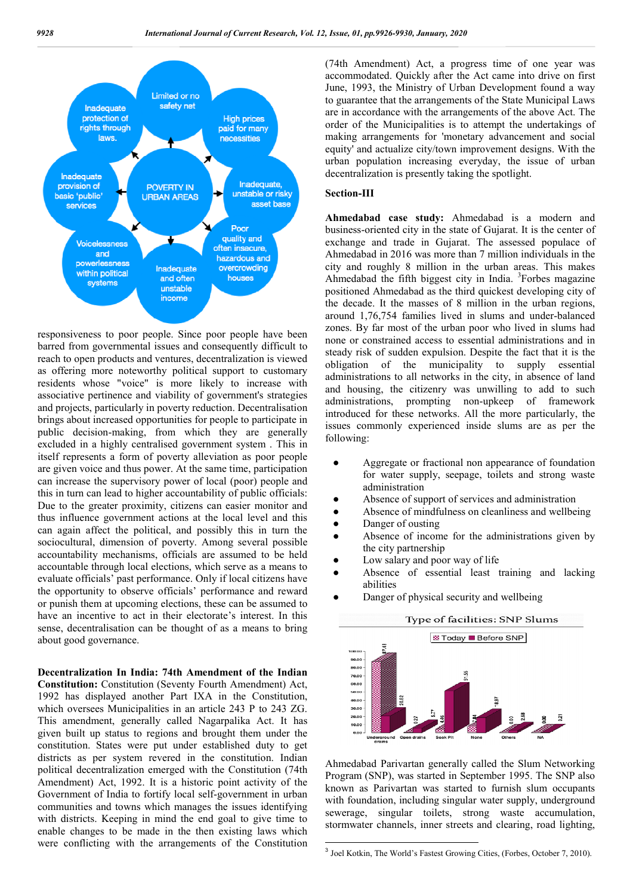responsiveness to poor people. Since poor people have been barred from governmental issues and consequently difficult to reach to open products and ventures, decentralization is viewed as offering more noteworthy political support to customary residents whose "voice" is more likely to increase with associative pertinence and viability of government's strategies and projects, particularly in poverty reduction. Decentralisation brings about increased opportunities for people to participate in public decision-making, from which they are generally excluded in a highly centralised government system . This in itself represents a form of poverty alleviation as poor people are given voice and thus power. At the same time, participation can increase the supervisory power of local (poor) people and this in turn can lead to higher accountability of public officials: Due to the greater proximity, citizens can easier monitor and thus influence government actions at the local level and this can again affect the political, and possibly this in turn the sociocultural, dimension of poverty. Among several possible accountability mechanisms, officials are assumed to be held accountable through local elections, which serve as a means to evaluate officials' past performance. Only if local citizens have the opportunity to observe officials' performance and reward or punish them at upcoming elections, these can be assumed to have an incentive to act in their electorate's interest. In this sense, decentralisation can be thought of as a means to bring about good governance.

**Decentralization In India: 74th Amendment of the Indian Constitution:** Constitution (Seventy Fourth Amendment) Act, 1992 has displayed another Part IXA in the Constitution, which oversees Municipalities in an article 243 P to 243 ZG. This amendment, generally called Nagarpalika Act. It has given built up status to regions and brought them under the constitution. States were put under established duty to get districts as per system revered in the constitution. Indian political decentralization emerged with the Constitution (74th Amendment) Act, 1992. It is a historic point activity of the Government of India to fortify local self-government in urban communities and towns which manages the issues identifying with districts. Keeping in mind the end goal to give time to enable changes to be made in the then existing laws which were conflicting with the arrangements of the Constitution (74th Amendment) Act, a progress time of one year was accommodated. Quickly after the Act came into drive on first June, 1993, the Ministry of Urban Development found a way to guarantee that the arrangements of the State Municipal Laws are in accordance with the arrangements of the above Act. The order of the Municipalities is to attempt the undertakings of making arrangements for 'monetary advancement and social equity' and actualize city/town improvement designs. With the urban population increasing everyday, the issue of urban decentralization is presently taking the spotlight.

**Section-III**

**Ahmedabad case study:** Ahmedabad is a modern and business-oriented city in the state of Gujarat. It is the center of exchange and trade in Gujarat. The assessed populace of Ahmedabad in 2016 was more than 7 million individuals in the city and roughly 8 million in the urban areas. This makes Ahmedabad the fifth biggest city in India. [3]Forbes magazine positioned Ahmedabad as the third quickest developing city of the decade. It the masses of 8 million in the urban regions, around 1,76,754 families lived in slums and under-balanced zones. By far most of the urban poor who lived in slums had none or constrained access to essential administrations and in steady risk of sudden expulsion. Despite the fact that it is the obligation of the municipality to supply essential administrations to all networks in the city, in absence of land and housing, the citizenry was unwilling to add to such administrations, prompting non-upkeep of framework introduced for these networks. All the more particularly, the issues commonly experienced inside slums are as per the following:

- Aggregate or fractional non appearance of foundation for water supply, seepage, toilets and strong waste administration
- Absence of support of services and administration
- Absence of mindfulness on cleanliness and wellbeing
- Danger of ousting
- Absence of income for the administrations given by the city partnership
- Low salary and poor way of life
- Absence of essential least training and lacking abilities
- Danger of physical security and wellbeing

Ahmedabad Parivartan generally called the Slum Networking Program (SNP), was started in September 1995. The SNP also known as Parivartan was started to furnish slum occupants with foundation, including singular water supply, underground sewerage, singular toilets, strong waste accumulation, stormwater channels, inner streets and clearing, road lighting,

[3] Joel Kotkin, The World's Fastest Growing Cities, (Forbes, October 7, 2010).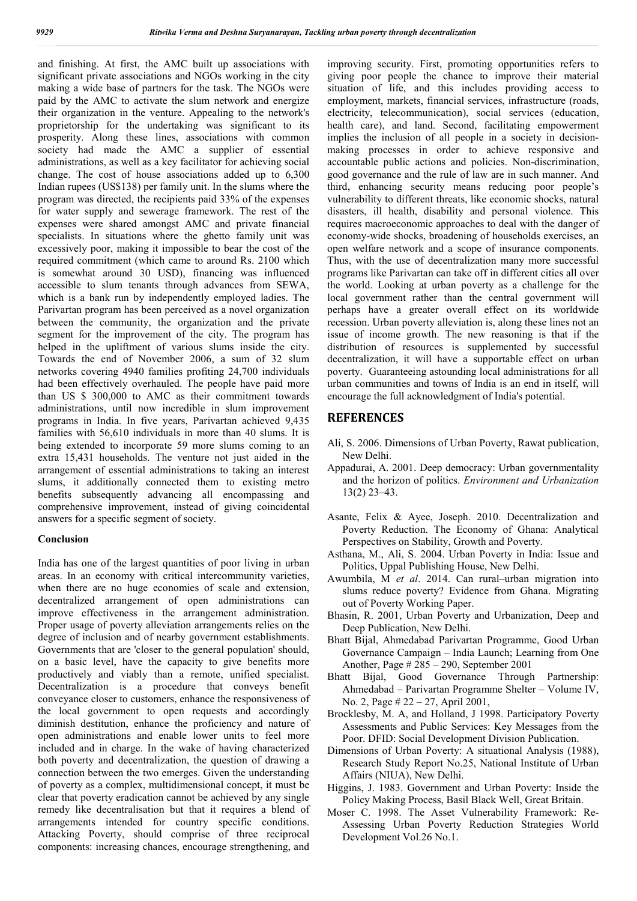and finishing. At first, the AMC built up associations with significant private associations and NGOs working in the city making a wide base of partners for the task. The NGOs were paid by the AMC to activate the slum network and energize their organization in the venture. Appealing to the network's proprietorship for the undertaking was significant to its prosperity. Along these lines, associations with common society had made the AMC a supplier of essential administrations, as well as a key facilitator for achieving social change. The cost of house associations added up to 6,300 Indian rupees (US$138) per family unit. In the slums where the program was directed, the recipients paid 33% of the expenses for water supply and sewerage framework. The rest of the expenses were shared amongst AMC and private financial specialists. In situations where the ghetto family unit was excessively poor, making it impossible to bear the cost of the required commitment (which came to around Rs. 2100 which is somewhat around 30 USD), financing was influenced accessible to slum tenants through advances from SEWA, which is a bank run by independently employed ladies. The Parivartan program has been perceived as a novel organization between the community, the organization and the private segment for the improvement of the city. The program has helped in the upliftment of various slums inside the city. Towards the end of November 2006, a sum of 32 slum networks covering 4940 families profiting 24,700 individuals had been effectively overhauled. The people have paid more than US $ 300,000 to AMC as their commitment towards administrations, until now incredible in slum improvement programs in India. In five years, Parivartan achieved 9,435 families with 56,610 individuals in more than 40 slums. It is being extended to incorporate 59 more slums coming to an extra 15,431 households. The venture not just aided in the arrangement of essential administrations to taking an interest slums, it additionally connected them to existing metro benefits subsequently advancing all encompassing and comprehensive improvement, instead of giving coincidental answers for a specific segment of society.

**Conclusion**

India has one of the largest quantities of poor living in urban areas. In an economy with critical intercommunity varieties, when there are no huge economies of scale and extension, decentralized arrangement of open administrations can improve effectiveness in the arrangement administration. Proper usage of poverty alleviation arrangements relies on the degree of inclusion and of nearby government establishments. Governments that are 'closer to the general population' should, on a basic level, have the capacity to give benefits more productively and viably than a remote, unified specialist. Decentralization is a procedure that conveys benefit conveyance closer to customers, enhance the responsiveness of the local government to open requests and accordingly diminish destitution, enhance the proficiency and nature of open administrations and enable lower units to feel more included and in charge. In the wake of having characterized both poverty and decentralization, the question of drawing a connection between the two emerges. Given the understanding of poverty as a complex, multidimensional concept, it must be clear that poverty eradication cannot be achieved by any single remedy like decentralisation but that it requires a blend of arrangements intended for country specific conditions. Attacking Poverty, should comprise of three reciprocal components: increasing chances, encourage strengthening, and improving security. First, promoting opportunities refers to giving poor people the chance to improve their material situation of life, and this includes providing access to employment, markets, financial services, infrastructure (roads, electricity, telecommunication), social services (education, health care), and land. Second, facilitating empowerment implies the inclusion of all people in a society in decision-making processes in order to achieve responsive and accountable public actions and policies. Non-discrimination, good governance and the rule of law are in such manner. And third, enhancing security means reducing poor people's vulnerability to different threats, like economic shocks, natural disasters, ill health, disability and personal violence. This requires macroeconomic approaches to deal with the danger of economy-wide shocks, broadening of households exercises, an open welfare network and a scope of insurance components. Thus, with the use of decentralization many more successful programs like Parivartan can take off in different cities all over the world. Looking at urban poverty as a challenge for the local government rather than the central government will perhaps have a greater overall effect on its worldwide recession. Urban poverty alleviation is, along these lines not an issue of income growth. The new reasoning is that if the distribution of resources is supplemented by successful decentralization, it will have a supportable effect on urban poverty. Guaranteeing astounding local administrations for all urban communities and towns of India is an end in itself, will encourage the full acknowledgment of India's potential.

## REFERENCES

Ali, S. 2006. Dimensions of Urban Poverty, Rawat publication, New Delhi.

Appadurai, A. 2001. Deep democracy: Urban governmentality and the horizon of politics. *Environment and Urbanization* 13(2) 23–43.

Asante, Felix & Ayee, Joseph. 2010. Decentralization and Poverty Reduction. The Economy of Ghana: Analytical Perspectives on Stability, Growth and Poverty.

Asthana, M., Ali, S. 2004. Urban Poverty in India: Issue and Politics, Uppal Publishing House, New Delhi.

Awumbila, M *et al*. 2014. Can rural–urban migration into slums reduce poverty? Evidence from Ghana. Migrating out of Poverty Working Paper.

Bhasin, R. 2001, Urban Poverty and Urbanization, Deep and Deep Publication, New Delhi.

Bhatt Bijal, Ahmedabad Parivartan Programme, Good Urban Governance Campaign – India Launch; Learning from One Another, Page # 285 – 290, September 2001

Bhatt Bijal, Good Governance Through Partnership: Ahmedabad – Parivartan Programme Shelter – Volume IV, No. 2, Page # 22 – 27, April 2001,

Brocklesby, M. A, and Holland, J 1998. Participatory Poverty Assessments and Public Services: Key Messages from the Poor. DFID: Social Development Division Publication.

Dimensions of Urban Poverty: A situational Analysis (1988), Research Study Report No.25, National Institute of Urban Affairs (NIUA), New Delhi.

Higgins, J. 1983. Government and Urban Poverty: Inside the Policy Making Process, Basil Black Well, Great Britain.

Moser C. 1998. The Asset Vulnerability Framework: Re-Assessing Urban Poverty Reduction Strategies World Development Vol.26 No.1.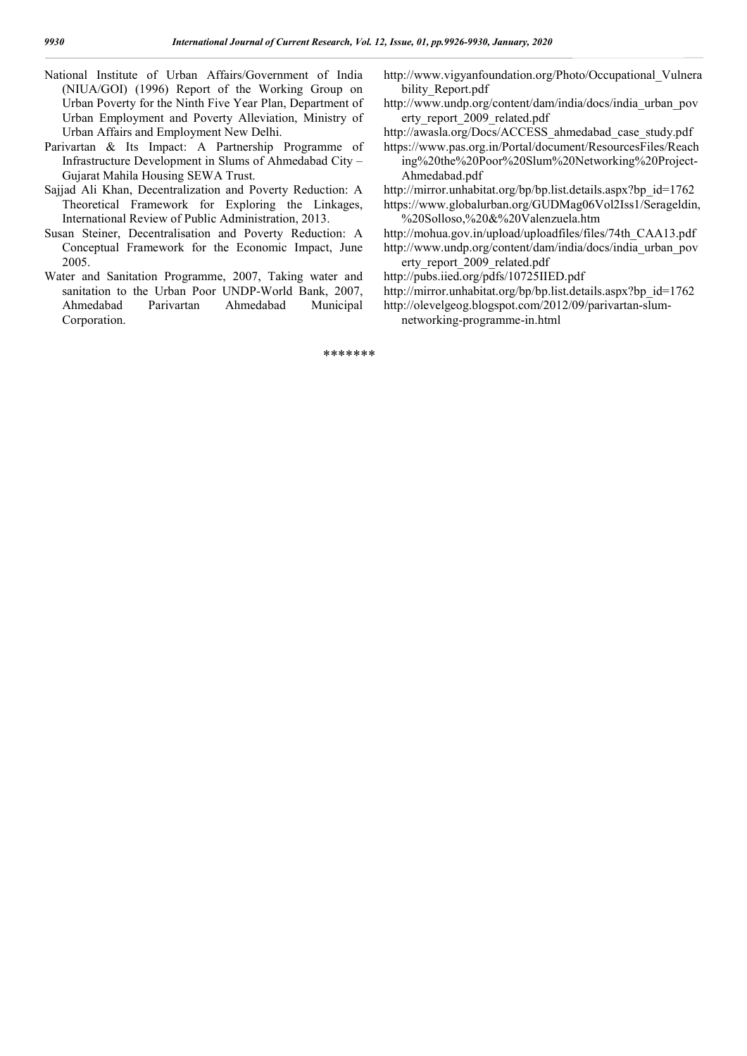National Institute of Urban Affairs/Government of India (NIUA/GOI) (1996) Report of the Working Group on Urban Poverty for the Ninth Five Year Plan, Department of Urban Employment and Poverty Alleviation, Ministry of Urban Affairs and Employment New Delhi.

Parivartan & Its Impact: A Partnership Programme of Infrastructure Development in Slums of Ahmedabad City – Gujarat Mahila Housing SEWA Trust.

Sajjad Ali Khan, Decentralization and Poverty Reduction: A Theoretical Framework for Exploring the Linkages, International Review of Public Administration, 2013.

Susan Steiner, Decentralisation and Poverty Reduction: A Conceptual Framework for the Economic Impact, June 2005.

Water and Sanitation Programme, 2007, Taking water and sanitation to the Urban Poor UNDP-World Bank, 2007, Ahmedabad Parivartan Ahmedabad Municipal Corporation.

http://www.vigyanfoundation.org/Photo/Occupational_Vulnerability_Report.pdf

http://www.undp.org/content/dam/india/docs/india_urban_poverty_report_2009_related.pdf

http://awasla.org/Docs/ACCESS_ahmedabad_case_study.pdf

https://www.pas.org.in/Portal/document/ResourcesFiles/Reaching%20the%20Poor%20Slum%20Networking%20Project-Ahmedabad.pdf

http://mirror.unhabitat.org/bp/bp.list.details.aspx?bp_id=1762

https://www.globalurban.org/GUDMag06Vol2Iss1/Serageldin,%20Solloso,%20&%20Valenzuela.htm

http://mohua.gov.in/upload/uploadfiles/files/74th_CAA13.pdf

http://www.undp.org/content/dam/india/docs/india_urban_poverty_report_2009_related.pdf

http://pubs.iied.org/pdfs/10725IIED.pdf

http://mirror.unhabitat.org/bp/bp.list.details.aspx?bp_id=1762

http://olevelgeog.blogspot.com/2012/09/parivartan-slum-networking-programme-in.html

*******